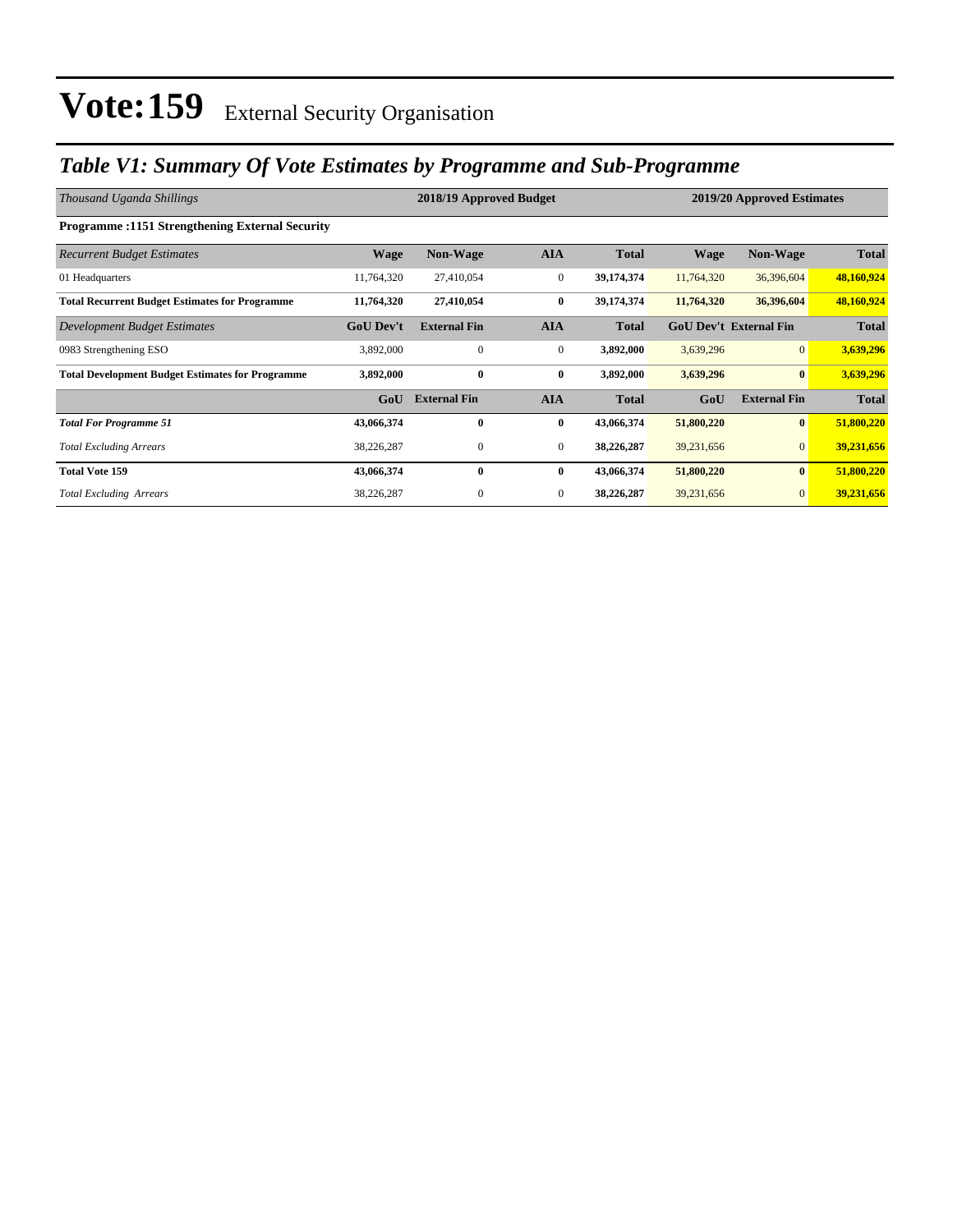# Vote:159 External Security Organisation

## *Table V1: Summary Of Vote Estimates by Programme and Sub-Programme*

| *Thousand Uganda Shillings* | 2018/19 Approved Budget | | | | 2019/20 Approved Estimates | | |
|---|---|---|---|---|---|---|---|
| **Programme :1151 Strengthening External Security** | | | | | | | |
| *Recurrent Budget Estimates* | **Wage** | **Non-Wage** | **AIA** | **Total** | **Wage** | **Non-Wage** | **Total** |
| 01 Headquarters | 11,764,320 | 27,410,054 | 0 | **39,174,374** | 11,764,320 | 36,396,604 | **48,160,924** |
| **Total Recurrent Budget Estimates for Programme** | **11,764,320** | **27,410,054** | **0** | **39,174,374** | **11,764,320** | **36,396,604** | **48,160,924** |
| *Development Budget Estimates* | **GoU Dev't** | **External Fin** | **AIA** | **Total** | **GoU Dev't** | **External Fin** | **Total** |
| 0983 Strengthening ESO | 3,892,000 | 0 | 0 | **3,892,000** | 3,639,296 | 0 | **3,639,296** |
| **Total Development Budget Estimates for Programme** | **3,892,000** | **0** | **0** | **3,892,000** | **3,639,296** | **0** | **3,639,296** |
| | **GoU** | **External Fin** | **AIA** | **Total** | **GoU** | **External Fin** | **Total** |
| ***Total For Programme 51*** | **43,066,374** | **0** | **0** | **43,066,374** | **51,800,220** | **0** | **51,800,220** |
| *Total Excluding Arrears* | 38,226,287 | 0 | 0 | **38,226,287** | 39,231,656 | 0 | **39,231,656** |
| **Total Vote 159** | **43,066,374** | **0** | **0** | **43,066,374** | **51,800,220** | **0** | **51,800,220** |
| *Total Excluding Arrears* | 38,226,287 | 0 | 0 | **38,226,287** | 39,231,656 | 0 | **39,231,656** |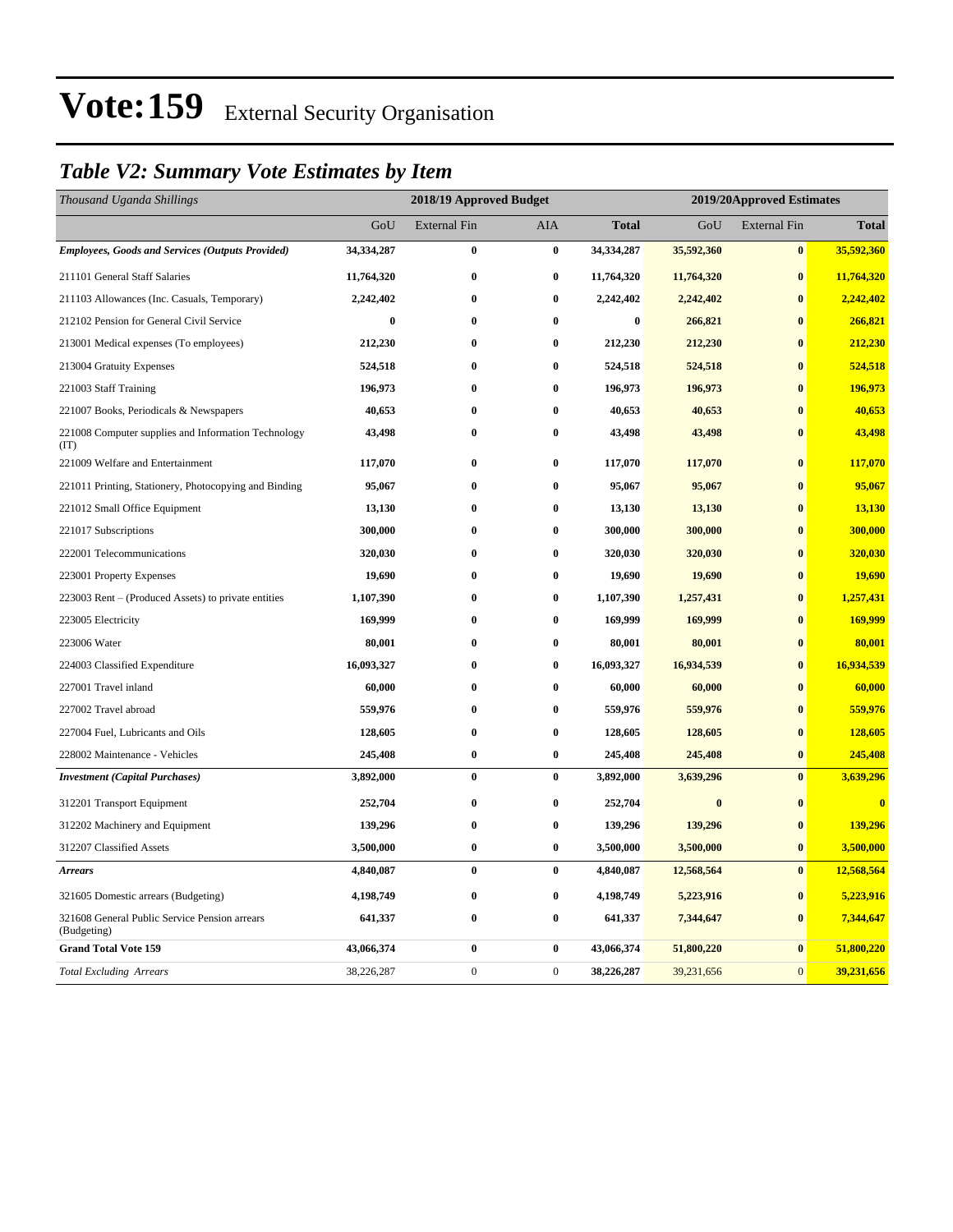# Vote:159 External Security Organisation

## *Table V2: Summary Vote Estimates by Item*

| *Thousand Uganda Shillings* | 2018/19 Approved Budget | | | | 2019/20Approved Estimates | | |
|---|---|---|---|---|---|---|---|
| | GoU | External Fin | AIA | **Total** | GoU | External Fin | **Total** |
| ***Employees, Goods and Services (Outputs Provided)*** | **34,334,287** | **0** | **0** | **34,334,287** | **35,592,360** | **0** | **35,592,360** |
| 211101 General Staff Salaries | **11,764,320** | **0** | **0** | **11,764,320** | **11,764,320** | **0** | **11,764,320** |
| 211103 Allowances (Inc. Casuals, Temporary) | **2,242,402** | **0** | **0** | **2,242,402** | **2,242,402** | **0** | **2,242,402** |
| 212102 Pension for General Civil Service | **0** | **0** | **0** | **0** | **266,821** | **0** | **266,821** |
| 213001 Medical expenses (To employees) | **212,230** | **0** | **0** | **212,230** | **212,230** | **0** | **212,230** |
| 213004 Gratuity Expenses | **524,518** | **0** | **0** | **524,518** | **524,518** | **0** | **524,518** |
| 221003 Staff Training | **196,973** | **0** | **0** | **196,973** | **196,973** | **0** | **196,973** |
| 221007 Books, Periodicals & Newspapers | **40,653** | **0** | **0** | **40,653** | **40,653** | **0** | **40,653** |
| 221008 Computer supplies and Information Technology (IT) | **43,498** | **0** | **0** | **43,498** | **43,498** | **0** | **43,498** |
| 221009 Welfare and Entertainment | **117,070** | **0** | **0** | **117,070** | **117,070** | **0** | **117,070** |
| 221011 Printing, Stationery, Photocopying and Binding | **95,067** | **0** | **0** | **95,067** | **95,067** | **0** | **95,067** |
| 221012 Small Office Equipment | **13,130** | **0** | **0** | **13,130** | **13,130** | **0** | **13,130** |
| 221017 Subscriptions | **300,000** | **0** | **0** | **300,000** | **300,000** | **0** | **300,000** |
| 222001 Telecommunications | **320,030** | **0** | **0** | **320,030** | **320,030** | **0** | **320,030** |
| 223001 Property Expenses | **19,690** | **0** | **0** | **19,690** | **19,690** | **0** | **19,690** |
| 223003 Rent – (Produced Assets) to private entities | **1,107,390** | **0** | **0** | **1,107,390** | **1,257,431** | **0** | **1,257,431** |
| 223005 Electricity | **169,999** | **0** | **0** | **169,999** | **169,999** | **0** | **169,999** |
| 223006 Water | **80,001** | **0** | **0** | **80,001** | **80,001** | **0** | **80,001** |
| 224003 Classified Expenditure | **16,093,327** | **0** | **0** | **16,093,327** | **16,934,539** | **0** | **16,934,539** |
| 227001 Travel inland | **60,000** | **0** | **0** | **60,000** | **60,000** | **0** | **60,000** |
| 227002 Travel abroad | **559,976** | **0** | **0** | **559,976** | **559,976** | **0** | **559,976** |
| 227004 Fuel, Lubricants and Oils | **128,605** | **0** | **0** | **128,605** | **128,605** | **0** | **128,605** |
| 228002 Maintenance - Vehicles | **245,408** | **0** | **0** | **245,408** | **245,408** | **0** | **245,408** |
| ***Investment (Capital Purchases)*** | **3,892,000** | **0** | **0** | **3,892,000** | **3,639,296** | **0** | **3,639,296** |
| 312201 Transport Equipment | **252,704** | **0** | **0** | **252,704** | **0** | **0** | **0** |
| 312202 Machinery and Equipment | **139,296** | **0** | **0** | **139,296** | **139,296** | **0** | **139,296** |
| 312207 Classified Assets | **3,500,000** | **0** | **0** | **3,500,000** | **3,500,000** | **0** | **3,500,000** |
| ***Arrears*** | **4,840,087** | **0** | **0** | **4,840,087** | **12,568,564** | **0** | **12,568,564** |
| 321605 Domestic arrears (Budgeting) | **4,198,749** | **0** | **0** | **4,198,749** | **5,223,916** | **0** | **5,223,916** |
| 321608 General Public Service Pension arrears (Budgeting) | **641,337** | **0** | **0** | **641,337** | **7,344,647** | **0** | **7,344,647** |
| **Grand Total Vote 159** | **43,066,374** | **0** | **0** | **43,066,374** | **51,800,220** | **0** | **51,800,220** |
| *Total Excluding Arrears* | 38,226,287 | 0 | 0 | **38,226,287** | 39,231,656 | 0 | **39,231,656** |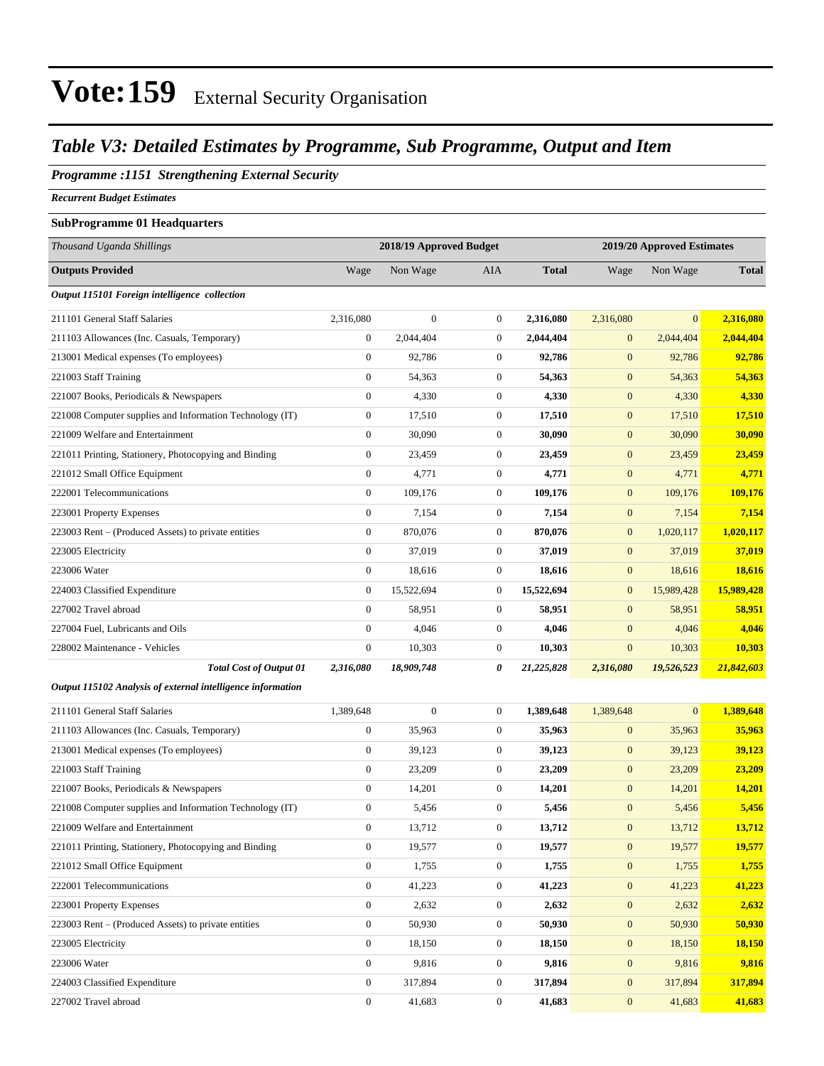# Vote:159 External Security Organisation

## *Table V3: Detailed Estimates by Programme, Sub Programme, Output and Item*

### *Programme :1151 Strengthening External Security*

*Recurrent Budget Estimates*

**SubProgramme 01 Headquarters**

| *Thousand Uganda Shillings* | 2018/19 Approved Budget | | | | 2019/20 Approved Estimates | | |
|---|---|---|---|---|---|---|---|
| **Outputs Provided** | Wage | Non Wage | AIA | **Total** | Wage | Non Wage | **Total** |
| ***Output 115101 Foreign intelligence collection*** | | | | | | | |
| 211101 General Staff Salaries | 2,316,080 | 0 | 0 | **2,316,080** | 2,316,080 | 0 | **2,316,080** |
| 211103 Allowances (Inc. Casuals, Temporary) | 0 | 2,044,404 | 0 | **2,044,404** | 0 | 2,044,404 | **2,044,404** |
| 213001 Medical expenses (To employees) | 0 | 92,786 | 0 | **92,786** | 0 | 92,786 | **92,786** |
| 221003 Staff Training | 0 | 54,363 | 0 | **54,363** | 0 | 54,363 | **54,363** |
| 221007 Books, Periodicals & Newspapers | 0 | 4,330 | 0 | **4,330** | 0 | 4,330 | **4,330** |
| 221008 Computer supplies and Information Technology (IT) | 0 | 17,510 | 0 | **17,510** | 0 | 17,510 | **17,510** |
| 221009 Welfare and Entertainment | 0 | 30,090 | 0 | **30,090** | 0 | 30,090 | **30,090** |
| 221011 Printing, Stationery, Photocopying and Binding | 0 | 23,459 | 0 | **23,459** | 0 | 23,459 | **23,459** |
| 221012 Small Office Equipment | 0 | 4,771 | 0 | **4,771** | 0 | 4,771 | **4,771** |
| 222001 Telecommunications | 0 | 109,176 | 0 | **109,176** | 0 | 109,176 | **109,176** |
| 223001 Property Expenses | 0 | 7,154 | 0 | **7,154** | 0 | 7,154 | **7,154** |
| 223003 Rent – (Produced Assets) to private entities | 0 | 870,076 | 0 | **870,076** | 0 | 1,020,117 | **1,020,117** |
| 223005 Electricity | 0 | 37,019 | 0 | **37,019** | 0 | 37,019 | **37,019** |
| 223006 Water | 0 | 18,616 | 0 | **18,616** | 0 | 18,616 | **18,616** |
| 224003 Classified Expenditure | 0 | 15,522,694 | 0 | **15,522,694** | 0 | 15,989,428 | **15,989,428** |
| 227002 Travel abroad | 0 | 58,951 | 0 | **58,951** | 0 | 58,951 | **58,951** |
| 227004 Fuel, Lubricants and Oils | 0 | 4,046 | 0 | **4,046** | 0 | 4,046 | **4,046** |
| 228002 Maintenance - Vehicles | 0 | 10,303 | 0 | **10,303** | 0 | 10,303 | **10,303** |
| ***Total Cost of Output 01*** | ***2,316,080*** | ***18,909,748*** | ***0*** | ***21,225,828*** | ***2,316,080*** | ***19,526,523*** | ***21,842,603*** |
| ***Output 115102 Analysis of external intelligence information*** | | | | | | | |
| 211101 General Staff Salaries | 1,389,648 | 0 | 0 | **1,389,648** | 1,389,648 | 0 | **1,389,648** |
| 211103 Allowances (Inc. Casuals, Temporary) | 0 | 35,963 | 0 | **35,963** | 0 | 35,963 | **35,963** |
| 213001 Medical expenses (To employees) | 0 | 39,123 | 0 | **39,123** | 0 | 39,123 | **39,123** |
| 221003 Staff Training | 0 | 23,209 | 0 | **23,209** | 0 | 23,209 | **23,209** |
| 221007 Books, Periodicals & Newspapers | 0 | 14,201 | 0 | **14,201** | 0 | 14,201 | **14,201** |
| 221008 Computer supplies and Information Technology (IT) | 0 | 5,456 | 0 | **5,456** | 0 | 5,456 | **5,456** |
| 221009 Welfare and Entertainment | 0 | 13,712 | 0 | **13,712** | 0 | 13,712 | **13,712** |
| 221011 Printing, Stationery, Photocopying and Binding | 0 | 19,577 | 0 | **19,577** | 0 | 19,577 | **19,577** |
| 221012 Small Office Equipment | 0 | 1,755 | 0 | **1,755** | 0 | 1,755 | **1,755** |
| 222001 Telecommunications | 0 | 41,223 | 0 | **41,223** | 0 | 41,223 | **41,223** |
| 223001 Property Expenses | 0 | 2,632 | 0 | **2,632** | 0 | 2,632 | **2,632** |
| 223003 Rent – (Produced Assets) to private entities | 0 | 50,930 | 0 | **50,930** | 0 | 50,930 | **50,930** |
| 223005 Electricity | 0 | 18,150 | 0 | **18,150** | 0 | 18,150 | **18,150** |
| 223006 Water | 0 | 9,816 | 0 | **9,816** | 0 | 9,816 | **9,816** |
| 224003 Classified Expenditure | 0 | 317,894 | 0 | **317,894** | 0 | 317,894 | **317,894** |
| 227002 Travel abroad | 0 | 41,683 | 0 | **41,683** | 0 | 41,683 | **41,683** |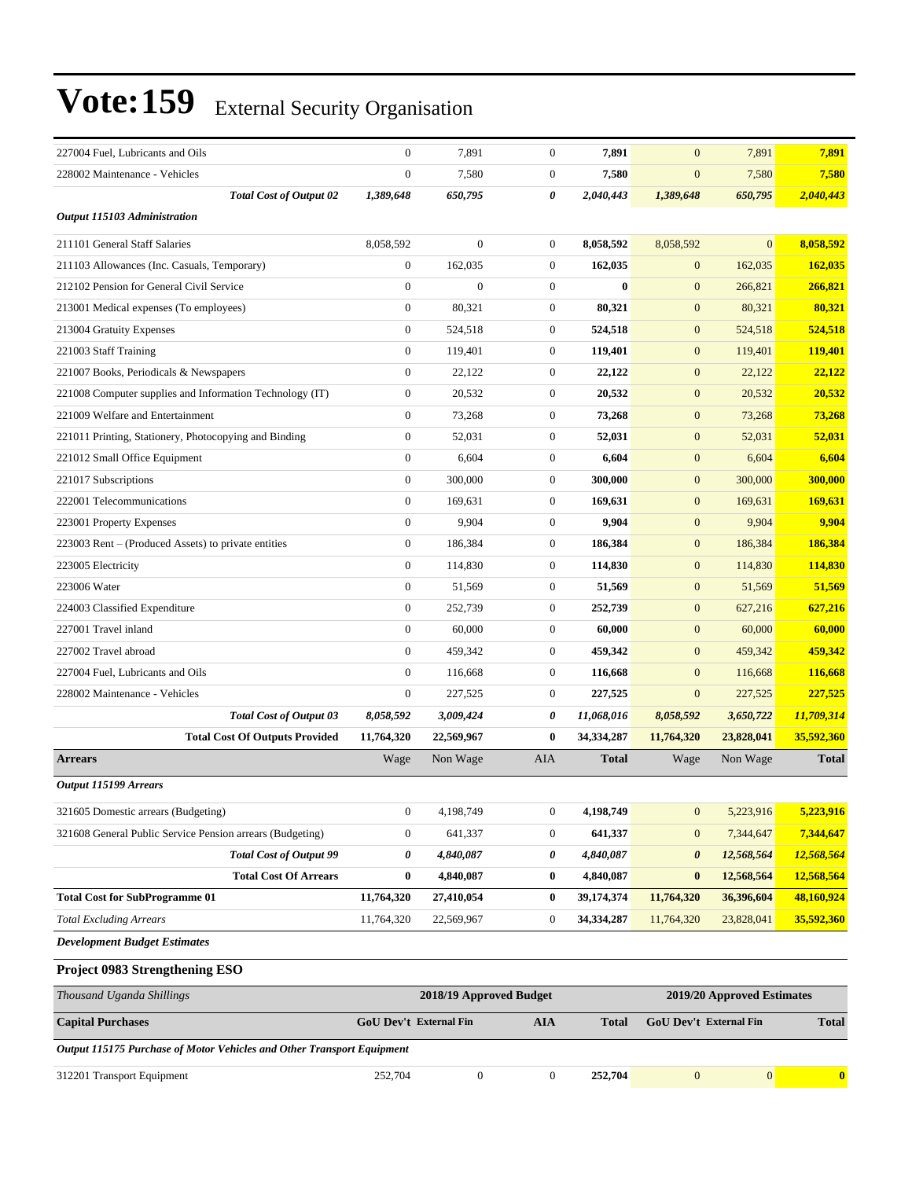# Vote:159 External Security Organisation

| | | | | | | | |
|---|---|---|---|---|---|---|---|
| 227004 Fuel, Lubricants and Oils | 0 | 7,891 | 0 | **7,891** | 0 | 7,891 | **7,891** |
| 228002 Maintenance - Vehicles | 0 | 7,580 | 0 | **7,580** | 0 | 7,580 | **7,580** |
| ***Total Cost of Output 02*** | ***1,389,648*** | ***650,795*** | ***0*** | ***2,040,443*** | ***1,389,648*** | ***650,795*** | ***2,040,443*** |
| ***Output 115103 Administration*** | | | | | | | |
| 211101 General Staff Salaries | 8,058,592 | 0 | 0 | **8,058,592** | 8,058,592 | 0 | **8,058,592** |
| 211103 Allowances (Inc. Casuals, Temporary) | 0 | 162,035 | 0 | **162,035** | 0 | 162,035 | **162,035** |
| 212102 Pension for General Civil Service | 0 | 0 | 0 | **0** | 0 | 266,821 | **266,821** |
| 213001 Medical expenses (To employees) | 0 | 80,321 | 0 | **80,321** | 0 | 80,321 | **80,321** |
| 213004 Gratuity Expenses | 0 | 524,518 | 0 | **524,518** | 0 | 524,518 | **524,518** |
| 221003 Staff Training | 0 | 119,401 | 0 | **119,401** | 0 | 119,401 | **119,401** |
| 221007 Books, Periodicals & Newspapers | 0 | 22,122 | 0 | **22,122** | 0 | 22,122 | **22,122** |
| 221008 Computer supplies and Information Technology (IT) | 0 | 20,532 | 0 | **20,532** | 0 | 20,532 | **20,532** |
| 221009 Welfare and Entertainment | 0 | 73,268 | 0 | **73,268** | 0 | 73,268 | **73,268** |
| 221011 Printing, Stationery, Photocopying and Binding | 0 | 52,031 | 0 | **52,031** | 0 | 52,031 | **52,031** |
| 221012 Small Office Equipment | 0 | 6,604 | 0 | **6,604** | 0 | 6,604 | **6,604** |
| 221017 Subscriptions | 0 | 300,000 | 0 | **300,000** | 0 | 300,000 | **300,000** |
| 222001 Telecommunications | 0 | 169,631 | 0 | **169,631** | 0 | 169,631 | **169,631** |
| 223001 Property Expenses | 0 | 9,904 | 0 | **9,904** | 0 | 9,904 | **9,904** |
| 223003 Rent – (Produced Assets) to private entities | 0 | 186,384 | 0 | **186,384** | 0 | 186,384 | **186,384** |
| 223005 Electricity | 0 | 114,830 | 0 | **114,830** | 0 | 114,830 | **114,830** |
| 223006 Water | 0 | 51,569 | 0 | **51,569** | 0 | 51,569 | **51,569** |
| 224003 Classified Expenditure | 0 | 252,739 | 0 | **252,739** | 0 | 627,216 | **627,216** |
| 227001 Travel inland | 0 | 60,000 | 0 | **60,000** | 0 | 60,000 | **60,000** |
| 227002 Travel abroad | 0 | 459,342 | 0 | **459,342** | 0 | 459,342 | **459,342** |
| 227004 Fuel, Lubricants and Oils | 0 | 116,668 | 0 | **116,668** | 0 | 116,668 | **116,668** |
| 228002 Maintenance - Vehicles | 0 | 227,525 | 0 | **227,525** | 0 | 227,525 | **227,525** |
| ***Total Cost of Output 03*** | ***8,058,592*** | ***3,009,424*** | ***0*** | ***11,068,016*** | ***8,058,592*** | ***3,650,722*** | ***11,709,314*** |
| **Total Cost Of Outputs Provided** | **11,764,320** | **22,569,967** | **0** | **34,334,287** | **11,764,320** | **23,828,041** | **35,592,360** |
| **Arrears** | Wage | Non Wage | AIA | **Total** | Wage | Non Wage | **Total** |
| ***Output 115199 Arrears*** | | | | | | | |
| 321605 Domestic arrears (Budgeting) | 0 | 4,198,749 | 0 | **4,198,749** | 0 | 5,223,916 | **5,223,916** |
| 321608 General Public Service Pension arrears (Budgeting) | 0 | 641,337 | 0 | **641,337** | 0 | 7,344,647 | **7,344,647** |
| ***Total Cost of Output 99*** | ***0*** | ***4,840,087*** | ***0*** | ***4,840,087*** | ***0*** | ***12,568,564*** | ***12,568,564*** |
| **Total Cost Of Arrears** | **0** | **4,840,087** | **0** | **4,840,087** | **0** | **12,568,564** | **12,568,564** |
| **Total Cost for SubProgramme 01** | **11,764,320** | **27,410,054** | **0** | **39,174,374** | **11,764,320** | **36,396,604** | **48,160,924** |
| *Total Excluding Arrears* | 11,764,320 | 22,569,967 | 0 | **34,334,287** | 11,764,320 | 23,828,041 | **35,592,360** |

***Development Budget Estimates***

**Project 0983 Strengthening ESO**

| *Thousand Uganda Shillings* | 2018/19 Approved Budget | | | | 2019/20 Approved Estimates | | |
|---|---|---|---|---|---|---|---|
| **Capital Purchases** | **GoU Dev't** | **External Fin** | **AIA** | **Total** | **GoU Dev't** | **External Fin** | **Total** |
| ***Output 115175 Purchase of Motor Vehicles and Other Transport Equipment*** | | | | | | | |
| 312201 Transport Equipment | 252,704 | 0 | 0 | **252,704** | 0 | 0 | **0** |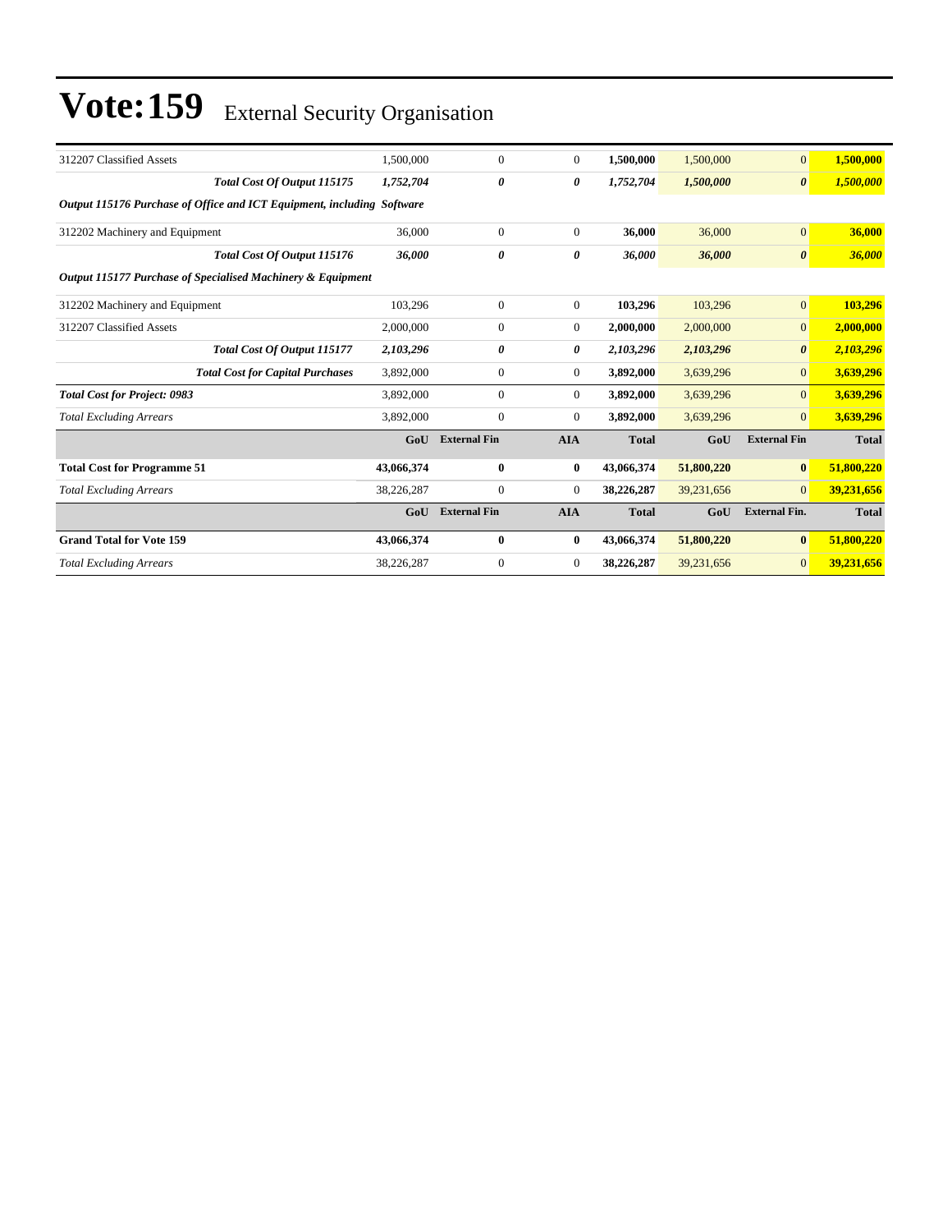# Vote:159 External Security Organisation

| | | | | | | | |
|---|---|---|---|---|---|---|---|
| 312207 Classified Assets | 1,500,000 | 0 | 0 | **1,500,000** | 1,500,000 | 0 | **1,500,000** |
| ***Total Cost Of Output 115175*** | ***1,752,704*** | ***0*** | ***0*** | ***1,752,704*** | ***1,500,000*** | ***0*** | ***1,500,000*** |
| ***Output 115176 Purchase of Office and ICT Equipment, including Software*** | | | | | | | |
| 312202 Machinery and Equipment | 36,000 | 0 | 0 | **36,000** | 36,000 | 0 | **36,000** |
| ***Total Cost Of Output 115176*** | ***36,000*** | ***0*** | ***0*** | ***36,000*** | ***36,000*** | ***0*** | ***36,000*** |
| ***Output 115177 Purchase of Specialised Machinery & Equipment*** | | | | | | | |
| 312202 Machinery and Equipment | 103,296 | 0 | 0 | **103,296** | 103,296 | 0 | **103,296** |
| 312207 Classified Assets | 2,000,000 | 0 | 0 | **2,000,000** | 2,000,000 | 0 | **2,000,000** |
| ***Total Cost Of Output 115177*** | ***2,103,296*** | ***0*** | ***0*** | ***2,103,296*** | ***2,103,296*** | ***0*** | ***2,103,296*** |
| ***Total Cost for Capital Purchases*** | 3,892,000 | 0 | 0 | **3,892,000** | 3,639,296 | 0 | **3,639,296** |
| ***Total Cost for Project: 0983*** | 3,892,000 | 0 | 0 | **3,892,000** | 3,639,296 | 0 | **3,639,296** |
| *Total Excluding Arrears* | 3,892,000 | 0 | 0 | **3,892,000** | 3,639,296 | 0 | **3,639,296** |
| | **GoU** | **External Fin** | **AIA** | **Total** | **GoU** | **External Fin** | **Total** |
| **Total Cost for Programme 51** | **43,066,374** | **0** | **0** | **43,066,374** | **51,800,220** | **0** | **51,800,220** |
| *Total Excluding Arrears* | 38,226,287 | 0 | 0 | **38,226,287** | 39,231,656 | 0 | **39,231,656** |
| | **GoU** | **External Fin** | **AIA** | **Total** | **GoU** | **External Fin.** | **Total** |
| **Grand Total for Vote 159** | **43,066,374** | **0** | **0** | **43,066,374** | **51,800,220** | **0** | **51,800,220** |
| *Total Excluding Arrears* | 38,226,287 | 0 | 0 | **38,226,287** | 39,231,656 | 0 | **39,231,656** |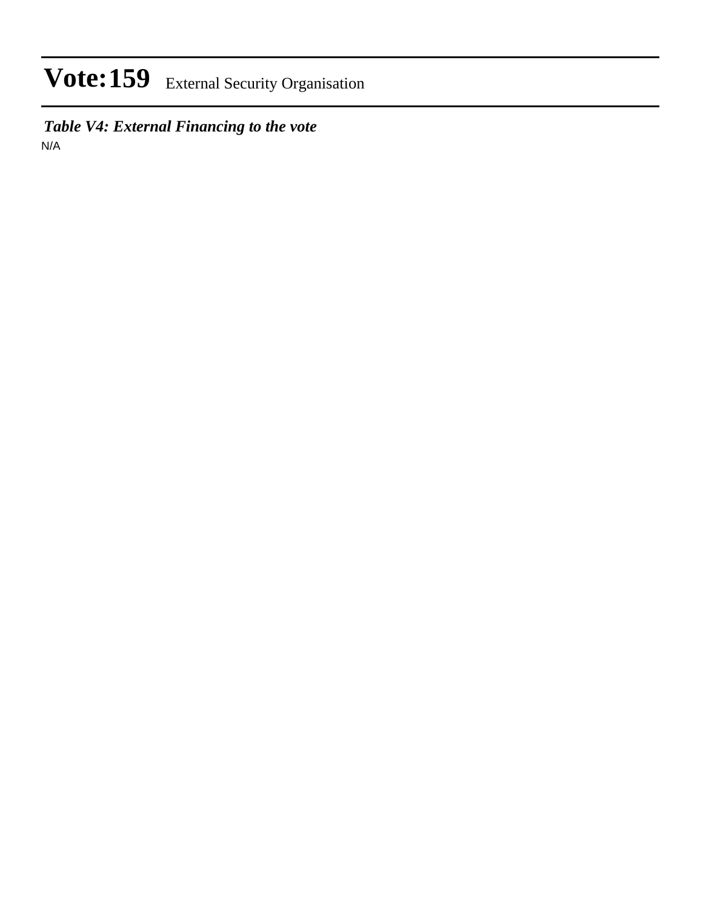# Vote:159 External Security Organisation

***Table V4: External Financing to the vote***

N/A